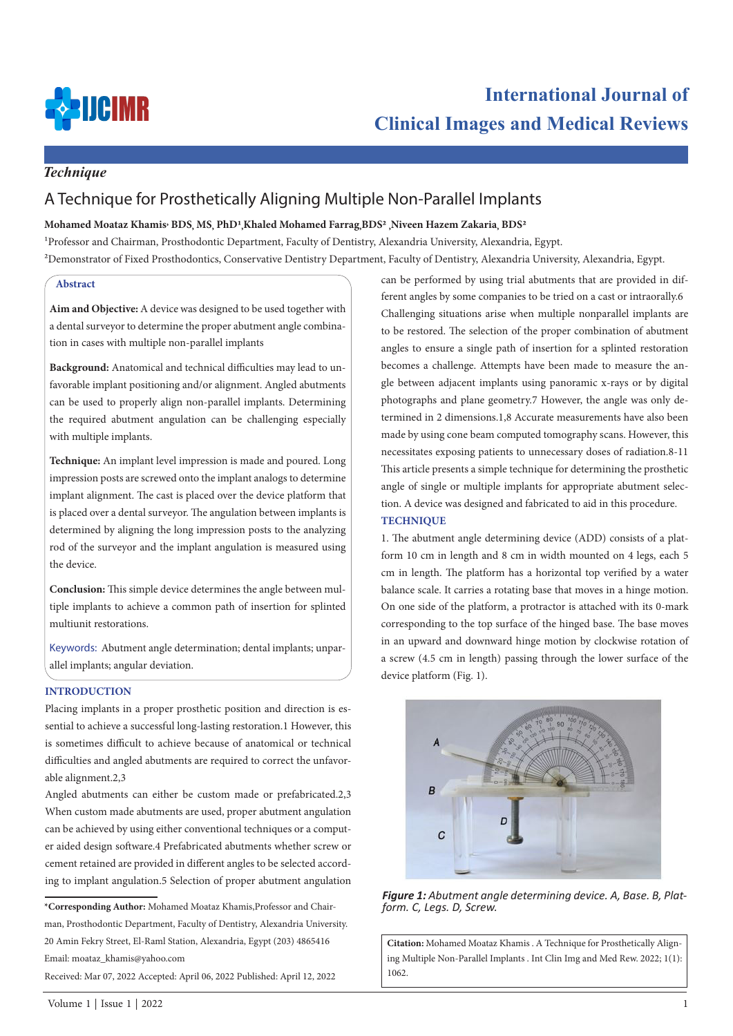## Technique

# A Technique for Prosthetically Aligning Multiple Non-Parallel Implants

**Mohamed Moataz Khamis, BDS, MS, PhD[1], Khaled Mohamed Farrag, BDS[2], Niveen Hazem Zakaria, BDS[2]**

[1]Professor and Chairman, Prosthodontic Department, Faculty of Dentistry, Alexandria University, Alexandria, Egypt.

[2]Demonstrator of Fixed Prosthodontics, Conservative Dentistry Department, Faculty of Dentistry, Alexandria University, Alexandria, Egypt.

### Abstract

**Aim and Objective:** A device was designed to be used together with a dental surveyor to determine the proper abutment angle combination in cases with multiple non-parallel implants

**Background:** Anatomical and technical difficulties may lead to unfavorable implant positioning and/or alignment. Angled abutments can be used to properly align non-parallel implants. Determining the required abutment angulation can be challenging especially with multiple implants.

**Technique:** An implant level impression is made and poured. Long impression posts are screwed onto the implant analogs to determine implant alignment. The cast is placed over the device platform that is placed over a dental surveyor. The angulation between implants is determined by aligning the long impression posts to the analyzing rod of the surveyor and the implant angulation is measured using the device.

**Conclusion:** This simple device determines the angle between multiple implants to achieve a common path of insertion for splinted multiunit restorations.

Keywords: Abutment angle determination; dental implants; unparallel implants; angular deviation.

## INTRODUCTION

Placing implants in a proper prosthetic position and direction is essential to achieve a successful long-lasting restoration.1 However, this is sometimes difficult to achieve because of anatomical or technical difficulties and angled abutments are required to correct the unfavorable alignment.2,3

Angled abutments can either be custom made or prefabricated.2,3 When custom made abutments are used, proper abutment angulation can be achieved by using either conventional techniques or a computer aided design software.4 Prefabricated abutments whether screw or cement retained are provided in different angles to be selected according to implant angulation.5 Selection of proper abutment angulation can be performed by using trial abutments that are provided in different angles by some companies to be tried on a cast or intraorally.6

Challenging situations arise when multiple nonparallel implants are to be restored. The selection of the proper combination of abutment angles to ensure a single path of insertion for a splinted restoration becomes a challenge. Attempts have been made to measure the angle between adjacent implants using panoramic x-rays or by digital photographs and plane geometry.7 However, the angle was only determined in 2 dimensions.1,8 Accurate measurements have also been made by using cone beam computed tomography scans. However, this necessitates exposing patients to unnecessary doses of radiation.8-11 This article presents a simple technique for determining the prosthetic angle of single or multiple implants for appropriate abutment selection. A device was designed and fabricated to aid in this procedure.

## TECHNIQUE

1. The abutment angle determining device (ADD) consists of a platform 10 cm in length and 8 cm in width mounted on 4 legs, each 5 cm in length. The platform has a horizontal top verified by a water balance scale. It carries a rotating base that moves in a hinge motion. On one side of the platform, a protractor is attached with its 0-mark corresponding to the top surface of the hinged base. The base moves in an upward and downward hinge motion by clockwise rotation of a screw (4.5 cm in length) passing through the lower surface of the device platform (Fig. 1).

*Figure 1: Abutment angle determining device. A, Base. B, Platform. C, Legs. D, Screw.*

\***Corresponding Author:** Mohamed Moataz Khamis, Professor and Chairman, Prosthodontic Department, Faculty of Dentistry, Alexandria University. 20 Amin Fekry Street, El-Raml Station, Alexandria, Egypt (203) 4865416 Email: moataz_khamis@yahoo.com

Received: Mar 07, 2022 Accepted: April 06, 2022 Published: April 12, 2022

**Citation:** Mohamed Moataz Khamis . A Technique for Prosthetically Aligning Multiple Non-Parallel Implants . Int Clin Img and Med Rew. 2022; 1(1): 1062.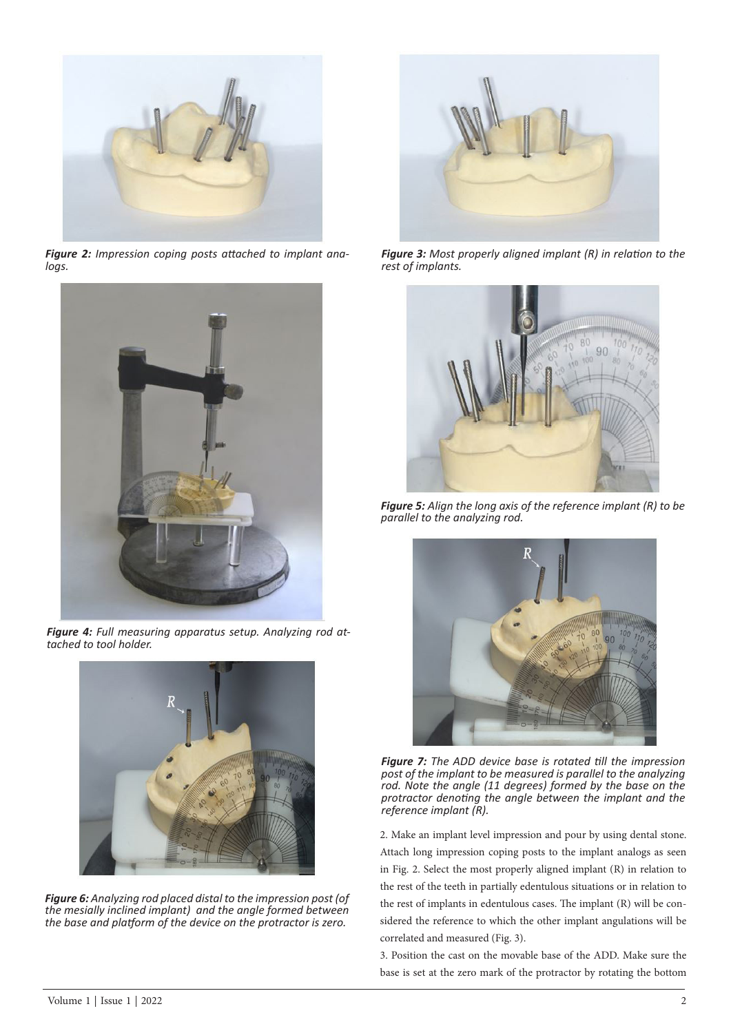*Figure 2: Impression coping posts attached to implant analogs.*

*Figure 3: Most properly aligned implant (R) in relation to the rest of implants.*

*Figure 4: Full measuring apparatus setup. Analyzing rod attached to tool holder.*

*Figure 5: Align the long axis of the reference implant (R) to be parallel to the analyzing rod.*

*Figure 6: Analyzing rod placed distal to the impression post (of the mesially inclined implant) and the angle formed between the base and platform of the device on the protractor is zero.*

*Figure 7: The ADD device base is rotated till the impression post of the implant to be measured is parallel to the analyzing rod. Note the angle (11 degrees) formed by the base on the protractor denoting the angle between the implant and the reference implant (R).*

2. Make an implant level impression and pour by using dental stone. Attach long impression coping posts to the implant analogs as seen in Fig. 2. Select the most properly aligned implant (R) in relation to the rest of the teeth in partially edentulous situations or in relation to the rest of implants in edentulous cases. The implant (R) will be considered the reference to which the other implant angulations will be correlated and measured (Fig. 3).

3. Position the cast on the movable base of the ADD. Make sure the base is set at the zero mark of the protractor by rotating the bottom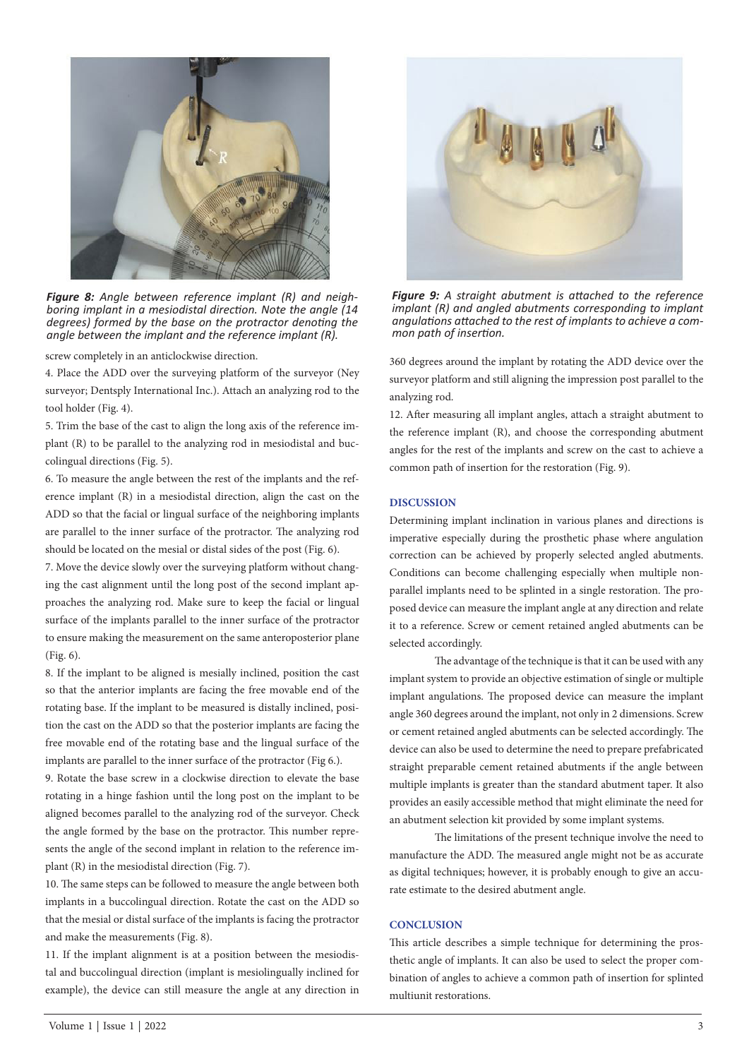*Figure 8: Angle between reference implant (R) and neighboring implant in a mesiodistal direction. Note the angle (14 degrees) formed by the base on the protractor denoting the angle between the implant and the reference implant (R).*

screw completely in an anticlockwise direction.

4. Place the ADD over the surveying platform of the surveyor (Ney surveyor; Dentsply International Inc.). Attach an analyzing rod to the tool holder (Fig. 4).

5. Trim the base of the cast to align the long axis of the reference implant (R) to be parallel to the analyzing rod in mesiodistal and buccolingual directions (Fig. 5).

6. To measure the angle between the rest of the implants and the reference implant (R) in a mesiodistal direction, align the cast on the ADD so that the facial or lingual surface of the neighboring implants are parallel to the inner surface of the protractor. The analyzing rod should be located on the mesial or distal sides of the post (Fig. 6).

7. Move the device slowly over the surveying platform without changing the cast alignment until the long post of the second implant approaches the analyzing rod. Make sure to keep the facial or lingual surface of the implants parallel to the inner surface of the protractor to ensure making the measurement on the same anteroposterior plane (Fig. 6).

8. If the implant to be aligned is mesially inclined, position the cast so that the anterior implants are facing the free movable end of the rotating base. If the implant to be measured is distally inclined, position the cast on the ADD so that the posterior implants are facing the free movable end of the rotating base and the lingual surface of the implants are parallel to the inner surface of the protractor (Fig 6.).

9. Rotate the base screw in a clockwise direction to elevate the base rotating in a hinge fashion until the long post on the implant to be aligned becomes parallel to the analyzing rod of the surveyor. Check the angle formed by the base on the protractor. This number represents the angle of the second implant in relation to the reference implant (R) in the mesiodistal direction (Fig. 7).

10. The same steps can be followed to measure the angle between both implants in a buccolingual direction. Rotate the cast on the ADD so that the mesial or distal surface of the implants is facing the protractor and make the measurements (Fig. 8).

11. If the implant alignment is at a position between the mesiodistal and buccolingual direction (implant is mesiolingually inclined for example), the device can still measure the angle at any direction in 360 degrees around the implant by rotating the ADD device over the surveyor platform and still aligning the impression post parallel to the analyzing rod.

12. After measuring all implant angles, attach a straight abutment to the reference implant (R), and choose the corresponding abutment angles for the rest of the implants and screw on the cast to achieve a common path of insertion for the restoration (Fig. 9).

*Figure 9: A straight abutment is attached to the reference implant (R) and angled abutments corresponding to implant angulations attached to the rest of implants to achieve a common path of insertion.*

## DISCUSSION

Determining implant inclination in various planes and directions is imperative especially during the prosthetic phase where angulation correction can be achieved by properly selected angled abutments. Conditions can become challenging especially when multiple non-parallel implants need to be splinted in a single restoration. The proposed device can measure the implant angle at any direction and relate it to a reference. Screw or cement retained angled abutments can be selected accordingly.

The advantage of the technique is that it can be used with any implant system to provide an objective estimation of single or multiple implant angulations. The proposed device can measure the implant angle 360 degrees around the implant, not only in 2 dimensions. Screw or cement retained angled abutments can be selected accordingly. The device can also be used to determine the need to prepare prefabricated straight preparable cement retained abutments if the angle between multiple implants is greater than the standard abutment taper. It also provides an easily accessible method that might eliminate the need for an abutment selection kit provided by some implant systems.

The limitations of the present technique involve the need to manufacture the ADD. The measured angle might not be as accurate as digital techniques; however, it is probably enough to give an accurate estimate to the desired abutment angle.

## CONCLUSION

This article describes a simple technique for determining the prosthetic angle of implants. It can also be used to select the proper combination of angles to achieve a common path of insertion for splinted multiunit restorations.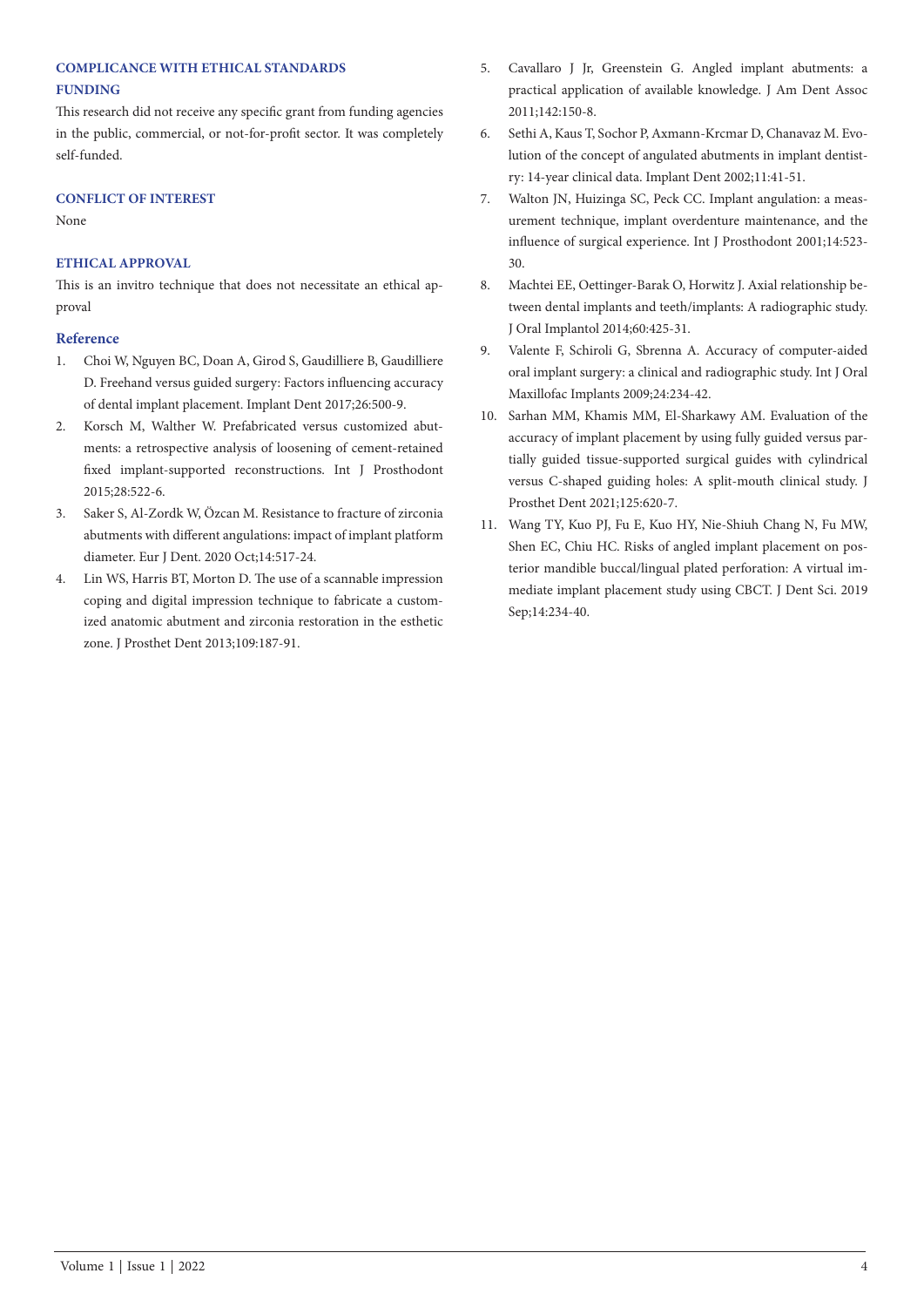## COMPLICANCE WITH ETHICAL STANDARDS

### FUNDING

This research did not receive any specific grant from funding agencies in the public, commercial, or not-for-profit sector. It was completely self-funded.

### CONFLICT OF INTEREST

None

### ETHICAL APPROVAL

This is an invitro technique that does not necessitate an ethical approval

## Reference

1. Choi W, Nguyen BC, Doan A, Girod S, Gaudilliere B, Gaudilliere D. Freehand versus guided surgery: Factors influencing accuracy of dental implant placement. Implant Dent 2017;26:500-9.
2. Korsch M, Walther W. Prefabricated versus customized abutments: a retrospective analysis of loosening of cement-retained fixed implant-supported reconstructions. Int J Prosthodont 2015;28:522-6.
3. Saker S, Al-Zordk W, Özcan M. Resistance to fracture of zirconia abutments with different angulations: impact of implant platform diameter. Eur J Dent. 2020 Oct;14:517-24.
4. Lin WS, Harris BT, Morton D. The use of a scannable impression coping and digital impression technique to fabricate a customized anatomic abutment and zirconia restoration in the esthetic zone. J Prosthet Dent 2013;109:187-91.
5. Cavallaro J Jr, Greenstein G. Angled implant abutments: a practical application of available knowledge. J Am Dent Assoc 2011;142:150-8.
6. Sethi A, Kaus T, Sochor P, Axmann-Krcmar D, Chanavaz M. Evolution of the concept of angulated abutments in implant dentistry: 14-year clinical data. Implant Dent 2002;11:41-51.
7. Walton JN, Huizinga SC, Peck CC. Implant angulation: a measurement technique, implant overdenture maintenance, and the influence of surgical experience. Int J Prosthodont 2001;14:523-30.
8. Machtei EE, Oettinger-Barak O, Horwitz J. Axial relationship between dental implants and teeth/implants: A radiographic study. J Oral Implantol 2014;60:425-31.
9. Valente F, Schiroli G, Sbrenna A. Accuracy of computer-aided oral implant surgery: a clinical and radiographic study. Int J Oral Maxillofac Implants 2009;24:234-42.
10. Sarhan MM, Khamis MM, El-Sharkawy AM. Evaluation of the accuracy of implant placement by using fully guided versus partially guided tissue-supported surgical guides with cylindrical versus C-shaped guiding holes: A split-mouth clinical study. J Prosthet Dent 2021;125:620-7.
11. Wang TY, Kuo PJ, Fu E, Kuo HY, Nie-Shiuh Chang N, Fu MW, Shen EC, Chiu HC. Risks of angled implant placement on posterior mandible buccal/lingual plated perforation: A virtual immediate implant placement study using CBCT. J Dent Sci. 2019 Sep;14:234-40.